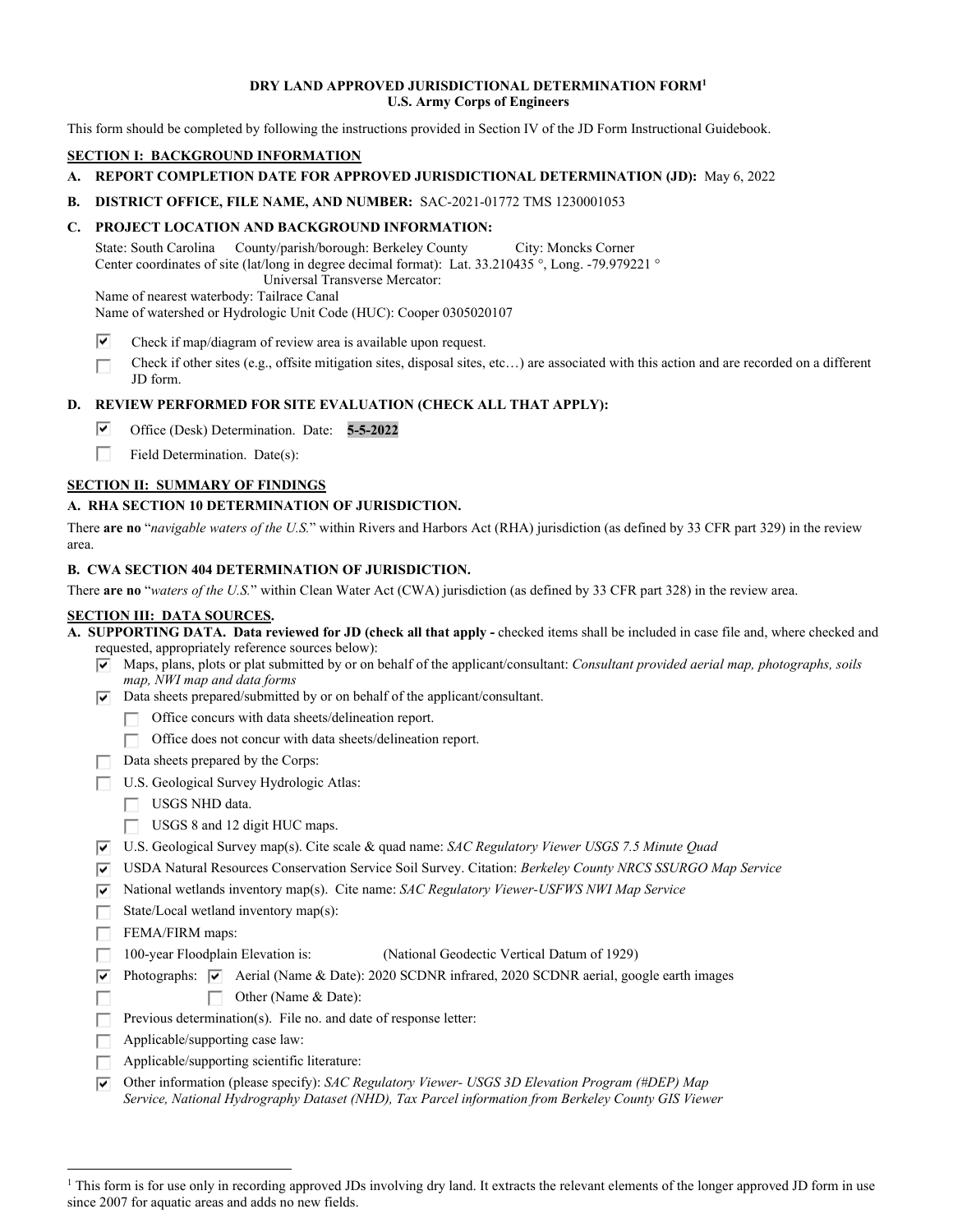**DRY LAND APPROVED JURISDICTIONAL DETERMINATION FORM[1]**
**U.S. Army Corps of Engineers**

This form should be completed by following the instructions provided in Section IV of the JD Form Instructional Guidebook.

## SECTION I: BACKGROUND INFORMATION

**A. REPORT COMPLETION DATE FOR APPROVED JURISDICTIONAL DETERMINATION (JD):** May 6, 2022

**B. DISTRICT OFFICE, FILE NAME, AND NUMBER:** SAC-2021-01772 TMS 1230001053

**C. PROJECT LOCATION AND BACKGROUND INFORMATION:**

State: South Carolina  County/parish/borough: Berkeley County  City: Moncks Corner
Center coordinates of site (lat/long in degree decimal format): Lat. 33.210435 °, Long. -79.979221 °
Universal Transverse Mercator:
Name of nearest waterbody: Tailrace Canal
Name of watershed or Hydrologic Unit Code (HUC): Cooper 0305020107

- ☑ Check if map/diagram of review area is available upon request.
- ☐ Check if other sites (e.g., offsite mitigation sites, disposal sites, etc…) are associated with this action and are recorded on a different JD form.

**D. REVIEW PERFORMED FOR SITE EVALUATION (CHECK ALL THAT APPLY):**

- ☑ Office (Desk) Determination. Date: **5-5-2022**
- ☐ Field Determination. Date(s):

## SECTION II: SUMMARY OF FINDINGS

**A. RHA SECTION 10 DETERMINATION OF JURISDICTION.**

There **are no** "*navigable waters of the U.S.*" within Rivers and Harbors Act (RHA) jurisdiction (as defined by 33 CFR part 329) in the review area.

**B. CWA SECTION 404 DETERMINATION OF JURISDICTION.**

There **are no** "*waters of the U.S.*" within Clean Water Act (CWA) jurisdiction (as defined by 33 CFR part 328) in the review area.

## SECTION III: DATA SOURCES.

**A. SUPPORTING DATA. Data reviewed for JD (check all that apply -** checked items shall be included in case file and, where checked and requested, appropriately reference sources below):

- ☑ Maps, plans, plots or plat submitted by or on behalf of the applicant/consultant: *Consultant provided aerial map, photographs, soils map, NWI map and data forms*
- ☑ Data sheets prepared/submitted by or on behalf of the applicant/consultant.
  - ☐ Office concurs with data sheets/delineation report.
  - ☐ Office does not concur with data sheets/delineation report.
- ☐ Data sheets prepared by the Corps:
- ☐ U.S. Geological Survey Hydrologic Atlas:
  - ☐ USGS NHD data.
  - ☐ USGS 8 and 12 digit HUC maps.
- ☑ U.S. Geological Survey map(s). Cite scale & quad name: *SAC Regulatory Viewer USGS 7.5 Minute Quad*
- ☑ USDA Natural Resources Conservation Service Soil Survey. Citation: *Berkeley County NRCS SSURGO Map Service*
- ☑ National wetlands inventory map(s). Cite name: *SAC Regulatory Viewer-USFWS NWI Map Service*
- ☐ State/Local wetland inventory map(s):
- ☐ FEMA/FIRM maps:
- ☐ 100-year Floodplain Elevation is: (National Geodectic Vertical Datum of 1929)
- ☑ Photographs: ☑ Aerial (Name & Date): 2020 SCDNR infrared, 2020 SCDNR aerial, google earth images
- ☐ ☐ Other (Name & Date):
- ☐ Previous determination(s). File no. and date of response letter:
- ☐ Applicable/supporting case law:
- ☐ Applicable/supporting scientific literature:
- ☑ Other information (please specify): *SAC Regulatory Viewer- USGS 3D Elevation Program (#DEP) Map Service, National Hydrography Dataset (NHD), Tax Parcel information from Berkeley County GIS Viewer*

---

[1] This form is for use only in recording approved JDs involving dry land. It extracts the relevant elements of the longer approved JD form in use since 2007 for aquatic areas and adds no new fields.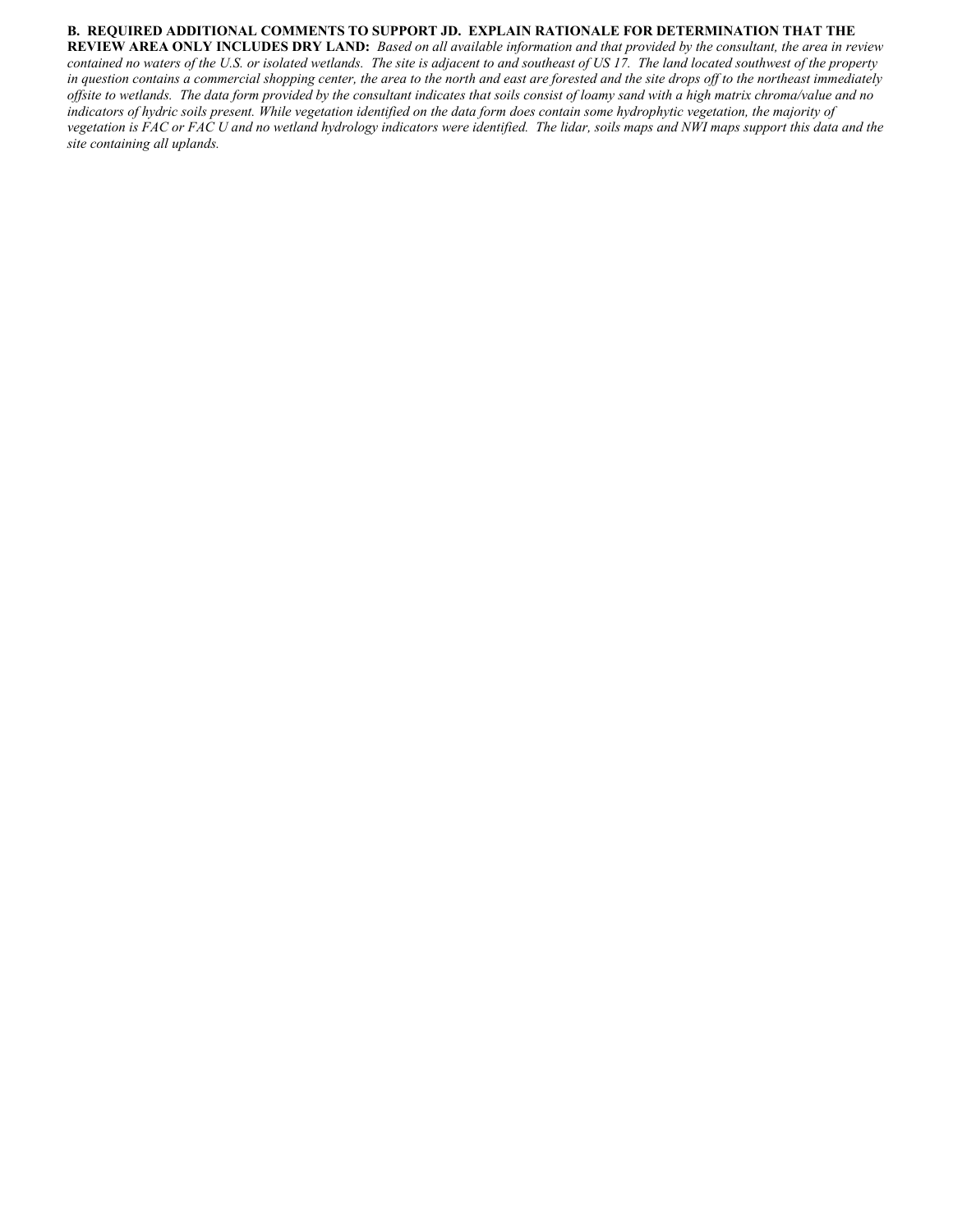**B. REQUIRED ADDITIONAL COMMENTS TO SUPPORT JD. EXPLAIN RATIONALE FOR DETERMINATION THAT THE REVIEW AREA ONLY INCLUDES DRY LAND:** *Based on all available information and that provided by the consultant, the area in review contained no waters of the U.S. or isolated wetlands. The site is adjacent to and southeast of US 17. The land located southwest of the property in question contains a commercial shopping center, the area to the north and east are forested and the site drops off to the northeast immediately offsite to wetlands. The data form provided by the consultant indicates that soils consist of loamy sand with a high matrix chroma/value and no indicators of hydric soils present. While vegetation identified on the data form does contain some hydrophytic vegetation, the majority of vegetation is FAC or FAC U and no wetland hydrology indicators were identified. The lidar, soils maps and NWI maps support this data and the site containing all uplands.*